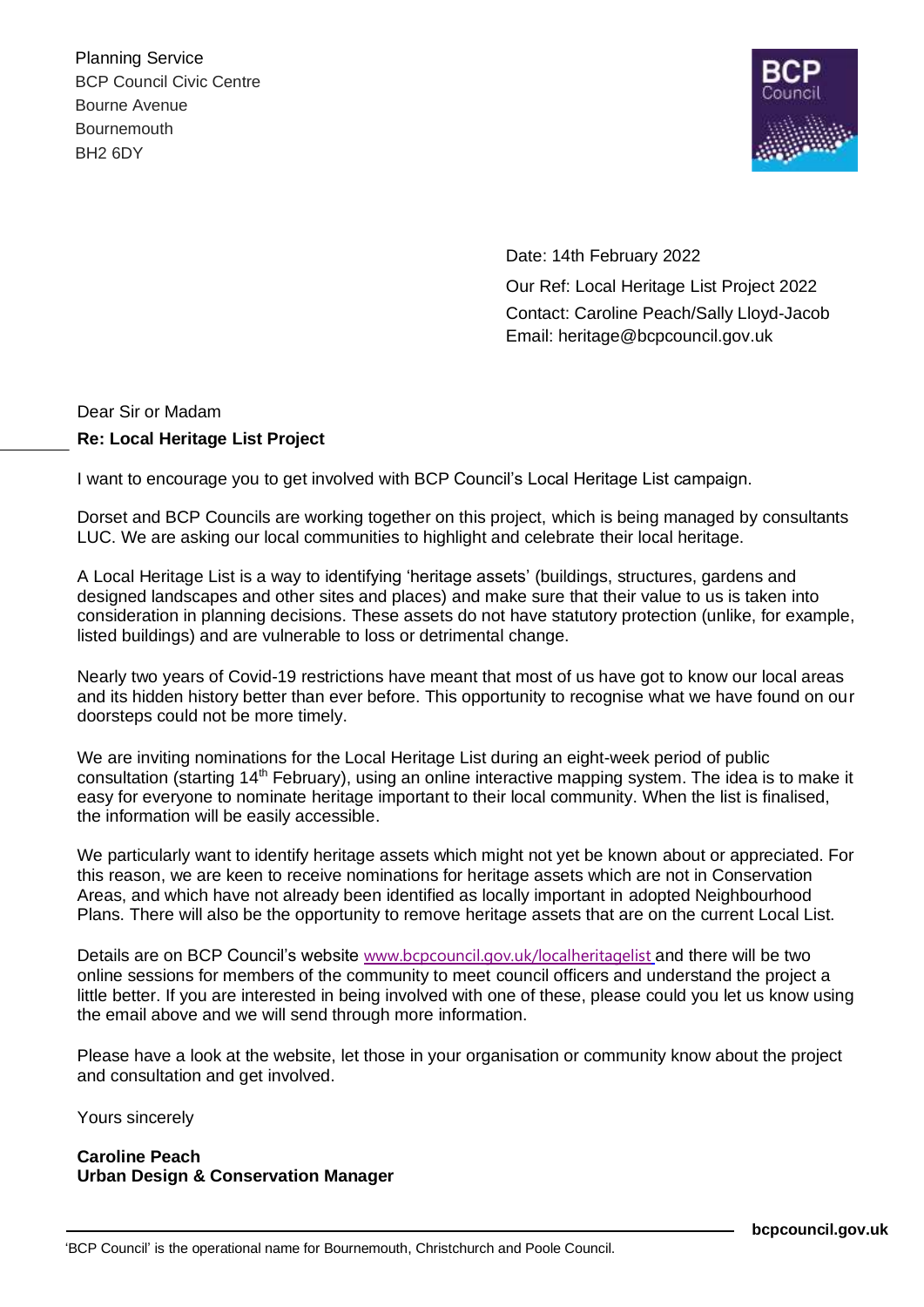Planning Service
BCP Council Civic Centre
Bourne Avenue
Bournemouth
BH2 6DY

Date: 14th February 2022
Our Ref: Local Heritage List Project 2022
Contact: Caroline Peach/Sally Lloyd-Jacob
Email: heritage@bcpcouncil.gov.uk

Dear Sir or Madam

**Re: Local Heritage List Project**

I want to encourage you to get involved with BCP Council's Local Heritage List campaign.

Dorset and BCP Councils are working together on this project, which is being managed by consultants LUC. We are asking our local communities to highlight and celebrate their local heritage.

A Local Heritage List is a way to identifying 'heritage assets' (buildings, structures, gardens and designed landscapes and other sites and places) and make sure that their value to us is taken into consideration in planning decisions. These assets do not have statutory protection (unlike, for example, listed buildings) and are vulnerable to loss or detrimental change.

Nearly two years of Covid-19 restrictions have meant that most of us have got to know our local areas and its hidden history better than ever before. This opportunity to recognise what we have found on our doorsteps could not be more timely.

We are inviting nominations for the Local Heritage List during an eight-week period of public consultation (starting 14th February), using an online interactive mapping system. The idea is to make it easy for everyone to nominate heritage important to their local community. When the list is finalised, the information will be easily accessible.

We particularly want to identify heritage assets which might not yet be known about or appreciated. For this reason, we are keen to receive nominations for heritage assets which are not in Conservation Areas, and which have not already been identified as locally important in adopted Neighbourhood Plans. There will also be the opportunity to remove heritage assets that are on the current Local List.

Details are on BCP Council's website www.bcpcouncil.gov.uk/localheritagelist and there will be two online sessions for members of the community to meet council officers and understand the project a little better. If you are interested in being involved with one of these, please could you let us know using the email above and we will send through more information.

Please have a look at the website, let those in your organisation or community know about the project and consultation and get involved.

Yours sincerely

**Caroline Peach**
**Urban Design & Conservation Manager**

'BCP Council' is the operational name for Bournemouth, Christchurch and Poole Council.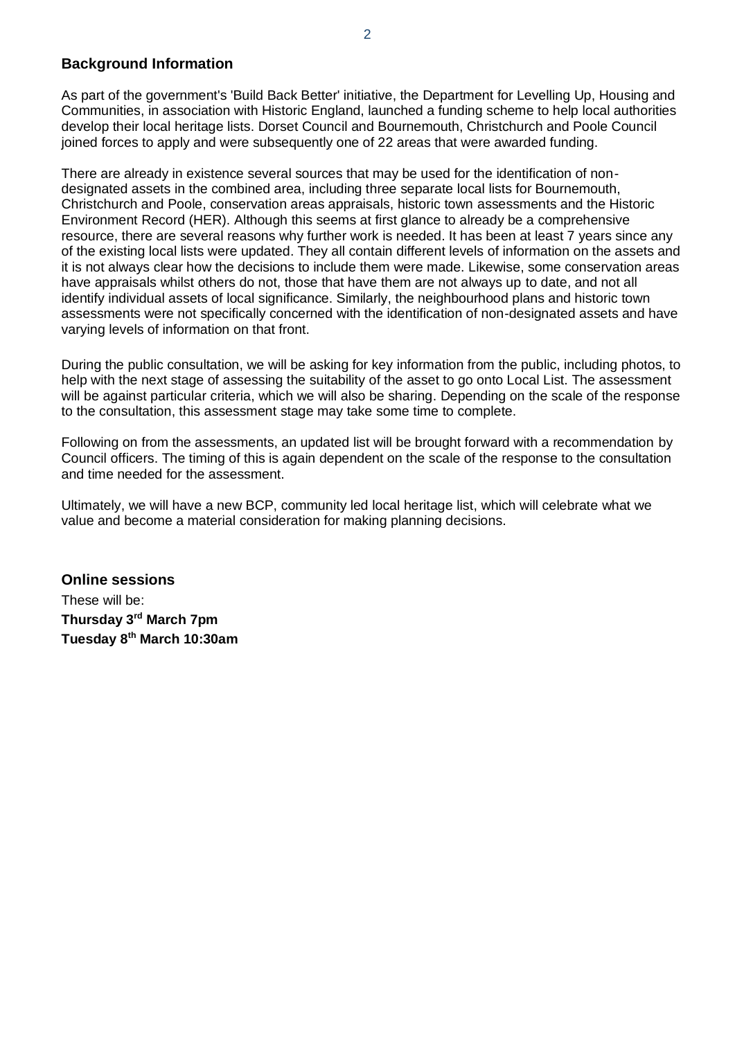## Background Information

As part of the government's 'Build Back Better' initiative, the Department for Levelling Up, Housing and Communities, in association with Historic England, launched a funding scheme to help local authorities develop their local heritage lists. Dorset Council and Bournemouth, Christchurch and Poole Council joined forces to apply and were subsequently one of 22 areas that were awarded funding.

There are already in existence several sources that may be used for the identification of non-designated assets in the combined area, including three separate local lists for Bournemouth, Christchurch and Poole, conservation areas appraisals, historic town assessments and the Historic Environment Record (HER). Although this seems at first glance to already be a comprehensive resource, there are several reasons why further work is needed. It has been at least 7 years since any of the existing local lists were updated. They all contain different levels of information on the assets and it is not always clear how the decisions to include them were made. Likewise, some conservation areas have appraisals whilst others do not, those that have them are not always up to date, and not all identify individual assets of local significance. Similarly, the neighbourhood plans and historic town assessments were not specifically concerned with the identification of non-designated assets and have varying levels of information on that front.

During the public consultation, we will be asking for key information from the public, including photos, to help with the next stage of assessing the suitability of the asset to go onto Local List. The assessment will be against particular criteria, which we will also be sharing. Depending on the scale of the response to the consultation, this assessment stage may take some time to complete.

Following on from the assessments, an updated list will be brought forward with a recommendation by Council officers. The timing of this is again dependent on the scale of the response to the consultation and time needed for the assessment.

Ultimately, we will have a new BCP, community led local heritage list, which will celebrate what we value and become a material consideration for making planning decisions.

## Online sessions

These will be:
**Thursday 3rd March 7pm**
**Tuesday 8th March 10:30am**